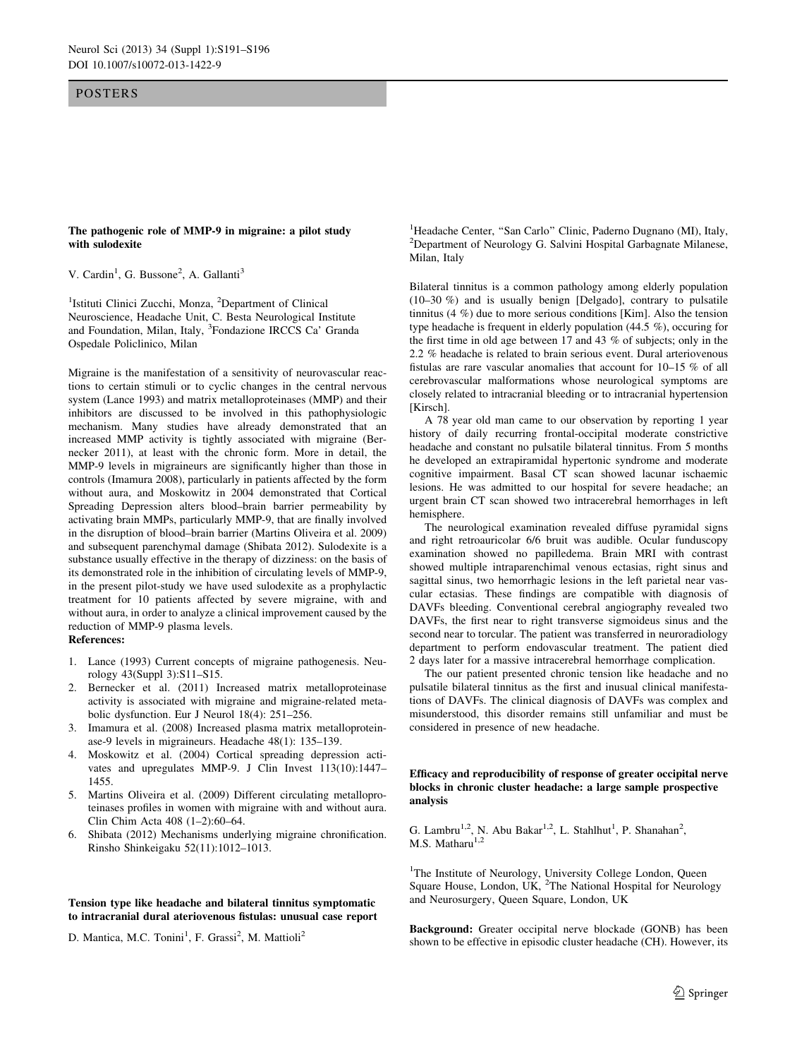# POSTERS

## The pathogenic role of MMP-9 in migraine: a pilot study with sulodexite

V. Cardin[1], G. Bussone[2], A. Gallanti[3]

[1]Istituti Clinici Zucchi, Monza, [2]Department of Clinical Neuroscience, Headache Unit, C. Besta Neurological Institute and Foundation, Milan, Italy, [3]Fondazione IRCCS Ca' Granda Ospedale Policlinico, Milan

Migraine is the manifestation of a sensitivity of neurovascular reactions to certain stimuli or to cyclic changes in the central nervous system (Lance 1993) and matrix metalloproteinases (MMP) and their inhibitors are discussed to be involved in this pathophysiologic mechanism. Many studies have already demonstrated that an increased MMP activity is tightly associated with migraine (Bernecker 2011), at least with the chronic form. More in detail, the MMP-9 levels in migraineurs are significantly higher than those in controls (Imamura 2008), particularly in patients affected by the form without aura, and Moskowitz in 2004 demonstrated that Cortical Spreading Depression alters blood–brain barrier permeability by activating brain MMPs, particularly MMP-9, that are finally involved in the disruption of blood–brain barrier (Martins Oliveira et al. 2009) and subsequent parenchymal damage (Shibata 2012). Sulodexite is a substance usually effective in the therapy of dizziness: on the basis of its demonstrated role in the inhibition of circulating levels of MMP-9, in the present pilot-study we have used sulodexite as a prophylactic treatment for 10 patients affected by severe migraine, with and without aura, in order to analyze a clinical improvement caused by the reduction of MMP-9 plasma levels.

**References:**

1. Lance (1993) Current concepts of migraine pathogenesis. Neurology 43(Suppl 3):S11–S15.
2. Bernecker et al. (2011) Increased matrix metalloproteinase activity is associated with migraine and migraine-related metabolic dysfunction. Eur J Neurol 18(4): 251–256.
3. Imamura et al. (2008) Increased plasma matrix metalloproteinase-9 levels in migraineurs. Headache 48(1): 135–139.
4. Moskowitz et al. (2004) Cortical spreading depression activates and upregulates MMP-9. J Clin Invest 113(10):1447–1455.
5. Martins Oliveira et al. (2009) Different circulating metalloproteinases profiles in women with migraine with and without aura. Clin Chim Acta 408 (1–2):60–64.
6. Shibata (2012) Mechanisms underlying migraine chronification. Rinsho Shinkeigaku 52(11):1012–1013.

## Tension type like headache and bilateral tinnitus symptomatic to intracranial dural ateriovenous fistulas: unusual case report

D. Mantica, M.C. Tonini[1], F. Grassi[2], M. Mattioli[2]

[1]Headache Center, "San Carlo" Clinic, Paderno Dugnano (MI), Italy, [2]Department of Neurology G. Salvini Hospital Garbagnate Milanese, Milan, Italy

Bilateral tinnitus is a common pathology among elderly population (10–30 %) and is usually benign [Delgado], contrary to pulsatile tinnitus (4 %) due to more serious conditions [Kim]. Also the tension type headache is frequent in elderly population (44.5 %), occuring for the first time in old age between 17 and 43 % of subjects; only in the 2.2 % headache is related to brain serious event. Dural arteriovenous fistulas are rare vascular anomalies that account for 10–15 % of all cerebrovascular malformations whose neurological symptoms are closely related to intracranial bleeding or to intracranial hypertension [Kirsch].

A 78 year old man came to our observation by reporting 1 year history of daily recurring frontal-occipital moderate constrictive headache and constant no pulsatile bilateral tinnitus. From 5 months he developed an extrapiramidal hypertonic syndrome and moderate cognitive impairment. Basal CT scan showed lacunar ischaemic lesions. He was admitted to our hospital for severe headache; an urgent brain CT scan showed two intracerebral hemorrhages in left hemisphere.

The neurological examination revealed diffuse pyramidal signs and right retroauricolar 6/6 bruit was audible. Ocular funduscopy examination showed no papilledema. Brain MRI with contrast showed multiple intraparenchimal venous ectasias, right sinus and sagittal sinus, two hemorrhagic lesions in the left parietal near vascular ectasias. These findings are compatible with diagnosis of DAVFs bleeding. Conventional cerebral angiography revealed two DAVFs, the first near to right transverse sigmoideus sinus and the second near to torcular. The patient was transferred in neuroradiology department to perform endovascular treatment. The patient died 2 days later for a massive intracerebral hemorrhage complication.

The our patient presented chronic tension like headache and no pulsatile bilateral tinnitus as the first and inusual clinical manifestations of DAVFs. The clinical diagnosis of DAVFs was complex and misunderstood, this disorder remains still unfamiliar and must be considered in presence of new headache.

## Efficacy and reproducibility of response of greater occipital nerve blocks in chronic cluster headache: a large sample prospective analysis

G. Lambru[1,2], N. Abu Bakar[1,2], L. Stahlhut[1], P. Shanahan[2], M.S. Matharu[1,2]

[1]The Institute of Neurology, University College London, Queen Square House, London, UK, [2]The National Hospital for Neurology and Neurosurgery, Queen Square, London, UK

**Background:** Greater occipital nerve blockade (GONB) has been shown to be effective in episodic cluster headache (CH). However, its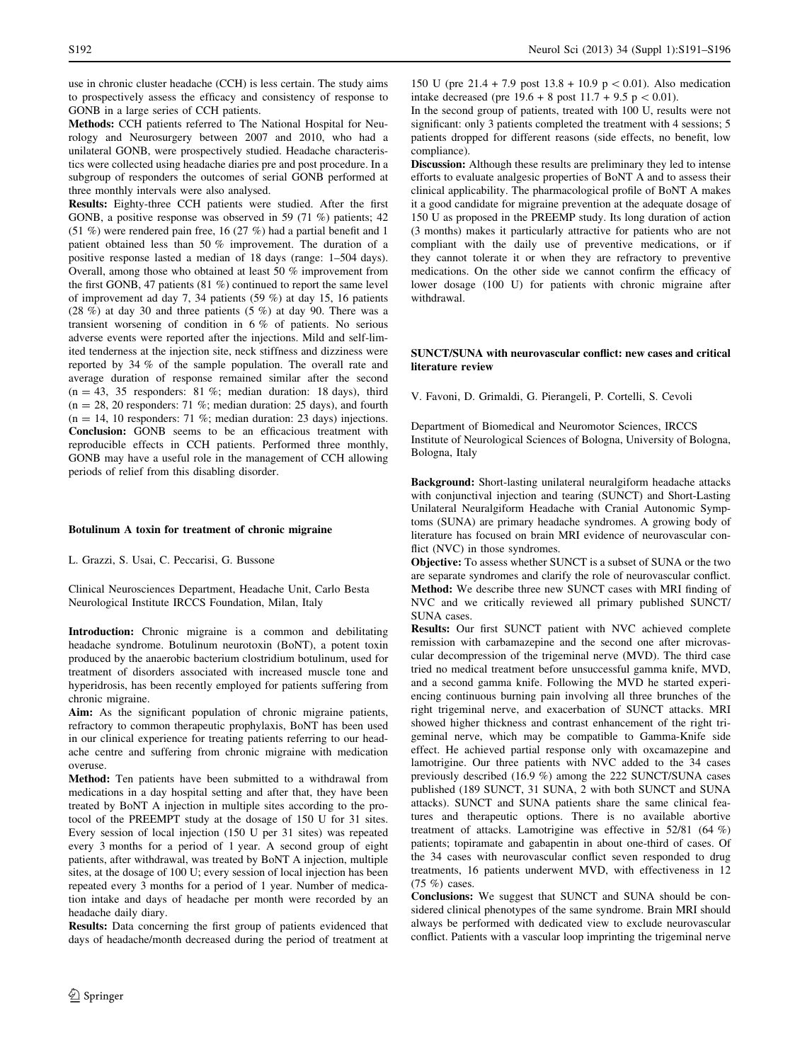use in chronic cluster headache (CCH) is less certain. The study aims to prospectively assess the efficacy and consistency of response to GONB in a large series of CCH patients.

**Methods:** CCH patients referred to The National Hospital for Neurology and Neurosurgery between 2007 and 2010, who had a unilateral GONB, were prospectively studied. Headache characteristics were collected using headache diaries pre and post procedure. In a subgroup of responders the outcomes of serial GONB performed at three monthly intervals were also analysed.

**Results:** Eighty-three CCH patients were studied. After the first GONB, a positive response was observed in 59 (71 %) patients; 42 (51 %) were rendered pain free, 16 (27 %) had a partial benefit and 1 patient obtained less than 50 % improvement. The duration of a positive response lasted a median of 18 days (range: 1–504 days). Overall, among those who obtained at least 50 % improvement from the first GONB, 47 patients (81 %) continued to report the same level of improvement ad day 7, 34 patients (59 %) at day 15, 16 patients (28 %) at day 30 and three patients (5 %) at day 90. There was a transient worsening of condition in 6 % of patients. No serious adverse events were reported after the injections. Mild and self-limited tenderness at the injection site, neck stiffness and dizziness were reported by 34 % of the sample population. The overall rate and average duration of response remained similar after the second ($n = 43$, 35 responders: 81 %; median duration: 18 days), third ($n = 28$, 20 responders: 71 %; median duration: 25 days), and fourth ($n = 14$, 10 responders: 71 %; median duration: 23 days) injections.

**Conclusion:** GONB seems to be an efficacious treatment with reproducible effects in CCH patients. Performed three monthly, GONB may have a useful role in the management of CCH allowing periods of relief from this disabling disorder.

### Botulinum A toxin for treatment of chronic migraine

L. Grazzi, S. Usai, C. Peccarisi, G. Bussone

Clinical Neurosciences Department, Headache Unit, Carlo Besta Neurological Institute IRCCS Foundation, Milan, Italy

**Introduction:** Chronic migraine is a common and debilitating headache syndrome. Botulinum neurotoxin (BoNT), a potent toxin produced by the anaerobic bacterium clostridium botulinum, used for treatment of disorders associated with increased muscle tone and hyperidrosis, has been recently employed for patients suffering from chronic migraine.

**Aim:** As the significant population of chronic migraine patients, refractory to common therapeutic prophylaxis, BoNT has been used in our clinical experience for treating patients referring to our headache centre and suffering from chronic migraine with medication overuse.

**Method:** Ten patients have been submitted to a withdrawal from medications in a day hospital setting and after that, they have been treated by BoNT A injection in multiple sites according to the protocol of the PREEMPT study at the dosage of 150 U for 31 sites. Every session of local injection (150 U per 31 sites) was repeated every 3 months for a period of 1 year. A second group of eight patients, after withdrawal, was treated by BoNT A injection, multiple sites, at the dosage of 100 U; every session of local injection has been repeated every 3 months for a period of 1 year. Number of medication intake and days of headache per month were recorded by an headache daily diary.

**Results:** Data concerning the first group of patients evidenced that days of headache/month decreased during the period of treatment at 150 U (pre 21.4 + 7.9 post 13.8 + 10.9 $p < 0.01$). Also medication intake decreased (pre 19.6 + 8 post 11.7 + 9.5 $p < 0.01$).

In the second group of patients, treated with 100 U, results were not significant: only 3 patients completed the treatment with 4 sessions; 5 patients dropped for different reasons (side effects, no benefit, low compliance).

**Discussion:** Although these results are preliminary they led to intense efforts to evaluate analgesic properties of BoNT A and to assess their clinical applicability. The pharmacological profile of BoNT A makes it a good candidate for migraine prevention at the adequate dosage of 150 U as proposed in the PREEMP study. Its long duration of action (3 months) makes it particularly attractive for patients who are not compliant with the daily use of preventive medications, or if they cannot tolerate it or when they are refractory to preventive medications. On the other side we cannot confirm the efficacy of lower dosage (100 U) for patients with chronic migraine after withdrawal.

### SUNCT/SUNA with neurovascular conflict: new cases and critical literature review

V. Favoni, D. Grimaldi, G. Pierangeli, P. Cortelli, S. Cevoli

Department of Biomedical and Neuromotor Sciences, IRCCS Institute of Neurological Sciences of Bologna, University of Bologna, Bologna, Italy

**Background:** Short-lasting unilateral neuralgiform headache attacks with conjunctival injection and tearing (SUNCT) and Short-Lasting Unilateral Neuralgiform Headache with Cranial Autonomic Symptoms (SUNA) are primary headache syndromes. A growing body of literature has focused on brain MRI evidence of neurovascular conflict (NVC) in those syndromes.

**Objective:** To assess whether SUNCT is a subset of SUNA or the two are separate syndromes and clarify the role of neurovascular conflict.

**Method:** We describe three new SUNCT cases with MRI finding of NVC and we critically reviewed all primary published SUNCT/SUNA cases.

**Results:** Our first SUNCT patient with NVC achieved complete remission with carbamazepine and the second one after microvascular decompression of the trigeminal nerve (MVD). The third case tried no medical treatment before unsuccessful gamma knife, MVD, and a second gamma knife. Following the MVD he started experiencing continuous burning pain involving all three brunches of the right trigeminal nerve, and exacerbation of SUNCT attacks. MRI showed higher thickness and contrast enhancement of the right trigeminal nerve, which may be compatible to Gamma-Knife side effect. He achieved partial response only with oxcamazepine and lamotrigine. Our three patients with NVC added to the 34 cases previously described (16.9 %) among the 222 SUNCT/SUNA cases published (189 SUNCT, 31 SUNA, 2 with both SUNCT and SUNA attacks). SUNCT and SUNA patients share the same clinical features and therapeutic options. There is no available abortive treatment of attacks. Lamotrigine was effective in 52/81 (64 %) patients; topiramate and gabapentin in about one-third of cases. Of the 34 cases with neurovascular conflict seven responded to drug treatments, 16 patients underwent MVD, with effectiveness in 12 (75 %) cases.

**Conclusions:** We suggest that SUNCT and SUNA should be considered clinical phenotypes of the same syndrome. Brain MRI should always be performed with dedicated view to exclude neurovascular conflict. Patients with a vascular loop imprinting the trigeminal nerve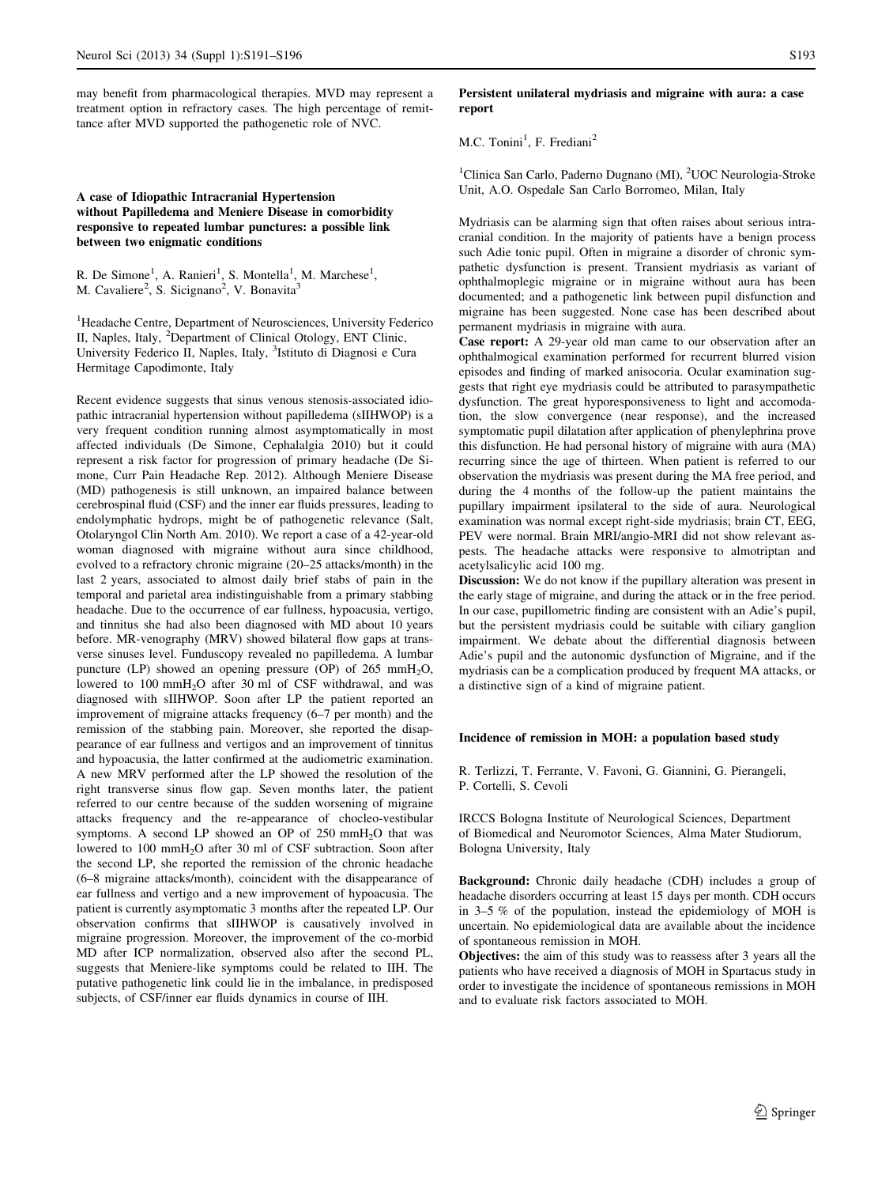may benefit from pharmacological therapies. MVD may represent a treatment option in refractory cases. The high percentage of remittance after MVD supported the pathogenetic role of NVC.

### A case of Idiopathic Intracranial Hypertension without Papilledema and Meniere Disease in comorbidity responsive to repeated lumbar punctures: a possible link between two enigmatic conditions

R. De Simone[1], A. Ranieri[1], S. Montella[1], M. Marchese[1], M. Cavaliere[2], S. Sicignano[2], V. Bonavita[3]

[1]Headache Centre, Department of Neurosciences, University Federico II, Naples, Italy, [2]Department of Clinical Otology, ENT Clinic, University Federico II, Naples, Italy, [3]Istituto di Diagnosi e Cura Hermitage Capodimonte, Italy

Recent evidence suggests that sinus venous stenosis-associated idiopathic intracranial hypertension without papilledema (sIIHWOP) is a very frequent condition running almost asymptomatically in most affected individuals (De Simone, Cephalalgia 2010) but it could represent a risk factor for progression of primary headache (De Simone, Curr Pain Headache Rep. 2012). Although Meniere Disease (MD) pathogenesis is still unknown, an impaired balance between cerebrospinal fluid (CSF) and the inner ear fluids pressures, leading to endolymphatic hydrops, might be of pathogenetic relevance (Salt, Otolaryngol Clin North Am. 2010). We report a case of a 42-year-old woman diagnosed with migraine without aura since childhood, evolved to a refractory chronic migraine (20–25 attacks/month) in the last 2 years, associated to almost daily brief stabs of pain in the temporal and parietal area indistinguishable from a primary stabbing headache. Due to the occurrence of ear fullness, hypoacusia, vertigo, and tinnitus she had also been diagnosed with MD about 10 years before. MR-venography (MRV) showed bilateral flow gaps at transverse sinuses level. Funduscopy revealed no papilledema. A lumbar puncture (LP) showed an opening pressure (OP) of 265 mmH$_2$O, lowered to 100 mmH$_2$O after 30 ml of CSF withdrawal, and was diagnosed with sIIHWOP. Soon after LP the patient reported an improvement of migraine attacks frequency (6–7 per month) and the remission of the stabbing pain. Moreover, she reported the disappearance of ear fullness and vertigos and an improvement of tinnitus and hypoacusia, the latter confirmed at the audiometric examination. A new MRV performed after the LP showed the resolution of the right transverse sinus flow gap. Seven months later, the patient referred to our centre because of the sudden worsening of migraine attacks frequency and the re-appearance of chocleo-vestibular symptoms. A second LP showed an OP of 250 mmH$_2$O that was lowered to 100 mmH$_2$O after 30 ml of CSF subtraction. Soon after the second LP, she reported the remission of the chronic headache (6–8 migraine attacks/month), coincident with the disappearance of ear fullness and vertigo and a new improvement of hypoacusia. The patient is currently asymptomatic 3 months after the repeated LP. Our observation confirms that sIIHWOP is causatively involved in migraine progression. Moreover, the improvement of the co-morbid MD after ICP normalization, observed also after the second PL, suggests that Meniere-like symptoms could be related to IIH. The putative pathogenetic link could lie in the imbalance, in predisposed subjects, of CSF/inner ear fluids dynamics in course of IIH.

### Persistent unilateral mydriasis and migraine with aura: a case report

M.C. Tonini[1], F. Frediani[2]

[1]Clinica San Carlo, Paderno Dugnano (MI), [2]UOC Neurologia-Stroke Unit, A.O. Ospedale San Carlo Borromeo, Milan, Italy

Mydriasis can be alarming sign that often raises about serious intracranial condition. In the majority of patients have a benign process such Adie tonic pupil. Often in migraine a disorder of chronic sympathetic dysfunction is present. Transient mydriasis as variant of ophthalmoplegic migraine or in migraine without aura has been documented; and a pathogenetic link between pupil disfunction and migraine has been suggested. None case has been described about permanent mydriasis in migraine with aura.

**Case report:** A 29-year old man came to our observation after an ophthalmogical examination performed for recurrent blurred vision episodes and finding of marked anisocoria. Ocular examination suggests that right eye mydriasis could be attributed to parasympathetic dysfunction. The great hyporesponsiveness to light and accomodation, the slow convergence (near response), and the increased symptomatic pupil dilatation after application of phenylephrina prove this disfunction. He had personal history of migraine with aura (MA) recurring since the age of thirteen. When patient is referred to our observation the mydriasis was present during the MA free period, and during the 4 months of the follow-up the patient maintains the pupillary impairment ipsilateral to the side of aura. Neurological examination was normal except right-side mydriasis; brain CT, EEG, PEV were normal. Brain MRI/angio-MRI did not show relevant aspests. The headache attacks were responsive to almotriptan and acetylsalicylic acid 100 mg.

**Discussion:** We do not know if the pupillary alteration was present in the early stage of migraine, and during the attack or in the free period. In our case, pupillometric finding are consistent with an Adie's pupil, but the persistent mydriasis could be suitable with ciliary ganglion impairment. We debate about the differential diagnosis between Adie's pupil and the autonomic dysfunction of Migraine, and if the mydriasis can be a complication produced by frequent MA attacks, or a distinctive sign of a kind of migraine patient.

### Incidence of remission in MOH: a population based study

R. Terlizzi, T. Ferrante, V. Favoni, G. Giannini, G. Pierangeli, P. Cortelli, S. Cevoli

IRCCS Bologna Institute of Neurological Sciences, Department of Biomedical and Neuromotor Sciences, Alma Mater Studiorum, Bologna University, Italy

**Background:** Chronic daily headache (CDH) includes a group of headache disorders occurring at least 15 days per month. CDH occurs in 3–5 % of the population, instead the epidemiology of MOH is uncertain. No epidemiological data are available about the incidence of spontaneous remission in MOH.

**Objectives:** the aim of this study was to reassess after 3 years all the patients who have received a diagnosis of MOH in Spartacus study in order to investigate the incidence of spontaneous remissions in MOH and to evaluate risk factors associated to MOH.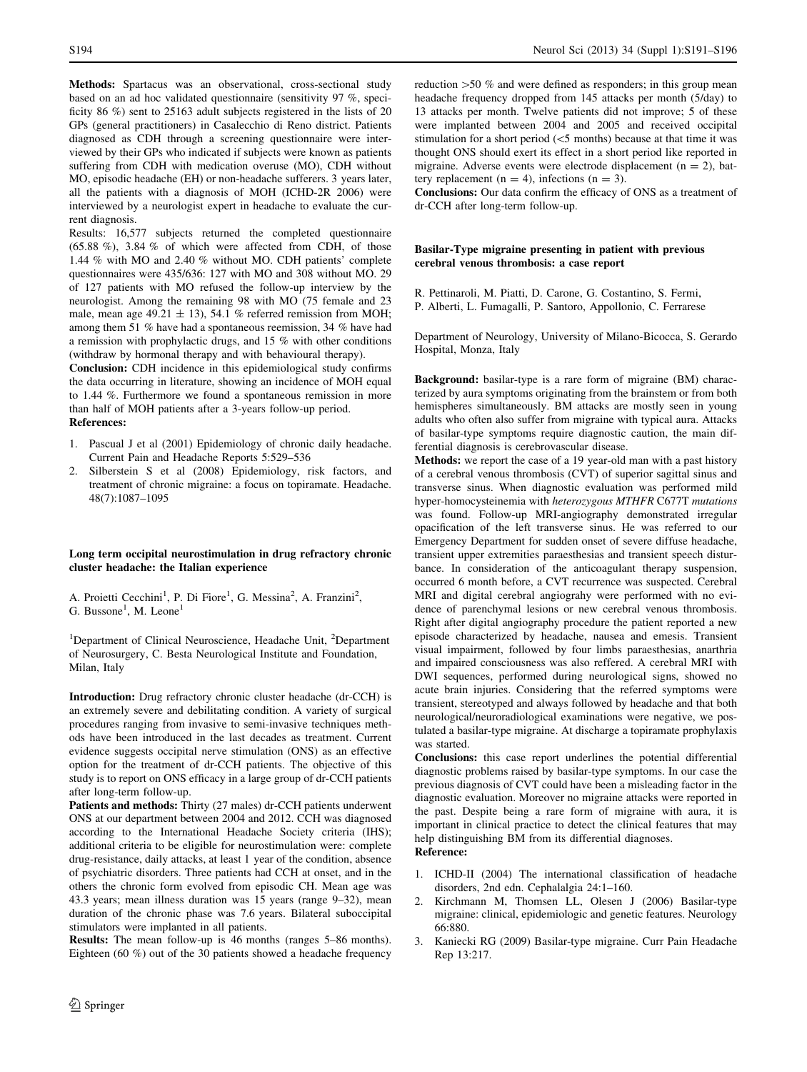**Methods:** Spartacus was an observational, cross-sectional study based on an ad hoc validated questionnaire (sensitivity 97 %, specificity 86 %) sent to 25163 adult subjects registered in the lists of 20 GPs (general practitioners) in Casalecchio di Reno district. Patients diagnosed as CDH through a screening questionnaire were interviewed by their GPs who indicated if subjects were known as patients suffering from CDH with medication overuse (MO), CDH without MO, episodic headache (EH) or non-headache sufferers. 3 years later, all the patients with a diagnosis of MOH (ICHD-2R 2006) were interviewed by a neurologist expert in headache to evaluate the current diagnosis.

Results: 16,577 subjects returned the completed questionnaire (65.88 %), 3.84 % of which were affected from CDH, of those 1.44 % with MO and 2.40 % without MO. CDH patients' complete questionnaires were 435/636: 127 with MO and 308 without MO. 29 of 127 patients with MO refused the follow-up interview by the neurologist. Among the remaining 98 with MO (75 female and 23 male, mean age 49.21 ± 13), 54.1 % referred remission from MOH; among them 51 % have had a spontaneous reemission, 34 % have had a remission with prophylactic drugs, and 15 % with other conditions (withdraw by hormonal therapy and with behavioural therapy).

**Conclusion:** CDH incidence in this epidemiological study confirms the data occurring in literature, showing an incidence of MOH equal to 1.44 %. Furthermore we found a spontaneous remission in more than half of MOH patients after a 3-years follow-up period.

**References:**

1. Pascual J et al (2001) Epidemiology of chronic daily headache. Current Pain and Headache Reports 5:529–536
2. Silberstein S et al (2008) Epidemiology, risk factors, and treatment of chronic migraine: a focus on topiramate. Headache. 48(7):1087–1095

### Long term occipital neurostimulation in drug refractory chronic cluster headache: the Italian experience

A. Proietti Cecchini[1], P. Di Fiore[1], G. Messina[2], A. Franzini[2], G. Bussone[1], M. Leone[1]

[1]Department of Clinical Neuroscience, Headache Unit, [2]Department of Neurosurgery, C. Besta Neurological Institute and Foundation, Milan, Italy

**Introduction:** Drug refractory chronic cluster headache (dr-CCH) is an extremely severe and debilitating condition. A variety of surgical procedures ranging from invasive to semi-invasive techniques methods have been introduced in the last decades as treatment. Current evidence suggests occipital nerve stimulation (ONS) as an effective option for the treatment of dr-CCH patients. The objective of this study is to report on ONS efficacy in a large group of dr-CCH patients after long-term follow-up.

**Patients and methods:** Thirty (27 males) dr-CCH patients underwent ONS at our department between 2004 and 2012. CCH was diagnosed according to the International Headache Society criteria (IHS); additional criteria to be eligible for neurostimulation were: complete drug-resistance, daily attacks, at least 1 year of the condition, absence of psychiatric disorders. Three patients had CCH at onset, and in the others the chronic form evolved from episodic CH. Mean age was 43.3 years; mean illness duration was 15 years (range 9–32), mean duration of the chronic phase was 7.6 years. Bilateral suboccipital stimulators were implanted in all patients.

**Results:** The mean follow-up is 46 months (ranges 5–86 months). Eighteen (60 %) out of the 30 patients showed a headache frequency reduction >50 % and were defined as responders; in this group mean headache frequency dropped from 145 attacks per month (5/day) to 13 attacks per month. Twelve patients did not improve; 5 of these were implanted between 2004 and 2005 and received occipital stimulation for a short period (<5 months) because at that time it was thought ONS should exert its effect in a short period like reported in migraine. Adverse events were electrode displacement (n = 2), battery replacement (n = 4), infections (n = 3).

**Conclusions:** Our data confirm the efficacy of ONS as a treatment of dr-CCH after long-term follow-up.

### Basilar-Type migraine presenting in patient with previous cerebral venous thrombosis: a case report

R. Pettinaroli, M. Piatti, D. Carone, G. Costantino, S. Fermi, P. Alberti, L. Fumagalli, P. Santoro, Appollonio, C. Ferrarese

Department of Neurology, University of Milano-Bicocca, S. Gerardo Hospital, Monza, Italy

**Background:** basilar-type is a rare form of migraine (BM) characterized by aura symptoms originating from the brainstem or from both hemispheres simultaneously. BM attacks are mostly seen in young adults who often also suffer from migraine with typical aura. Attacks of basilar-type symptoms require diagnostic caution, the main differential diagnosis is cerebrovascular disease.

**Methods:** we report the case of a 19 year-old man with a past history of a cerebral venous thrombosis (CVT) of superior sagittal sinus and transverse sinus. When diagnostic evaluation was performed mild hyper-homocysteinemia with *heterozygous MTHFR* C677T *mutations* was found. Follow-up MRI-angiography demonstrated irregular opacification of the left transverse sinus. He was referred to our Emergency Department for sudden onset of severe diffuse headache, transient upper extremities paraesthesias and transient speech disturbance. In consideration of the anticoagulant therapy suspension, occurred 6 month before, a CVT recurrence was suspected. Cerebral MRI and digital cerebral angiograhy were performed with no evidence of parenchymal lesions or new cerebral venous thrombosis. Right after digital angiography procedure the patient reported a new episode characterized by headache, nausea and emesis. Transient visual impairment, followed by four limbs paraesthesias, anarthria and impaired consciousness was also reffered. A cerebral MRI with DWI sequences, performed during neurological signs, showed no acute brain injuries. Considering that the referred symptoms were transient, stereotyped and always followed by headache and that both neurological/neuroradiological examinations were negative, we postulated a basilar-type migraine. At discharge a topiramate prophylaxis was started.

**Conclusions:** this case report underlines the potential differential diagnostic problems raised by basilar-type symptoms. In our case the previous diagnosis of CVT could have been a misleading factor in the diagnostic evaluation. Moreover no migraine attacks were reported in the past. Despite being a rare form of migraine with aura, it is important in clinical practice to detect the clinical features that may help distinguishing BM from its differential diagnoses.

**Reference:**

1. ICHD-II (2004) The international classification of headache disorders, 2nd edn. Cephalalgia 24:1–160.
2. Kirchmann M, Thomsen LL, Olesen J (2006) Basilar-type migraine: clinical, epidemiologic and genetic features. Neurology 66:880.
3. Kaniecki RG (2009) Basilar-type migraine. Curr Pain Headache Rep 13:217.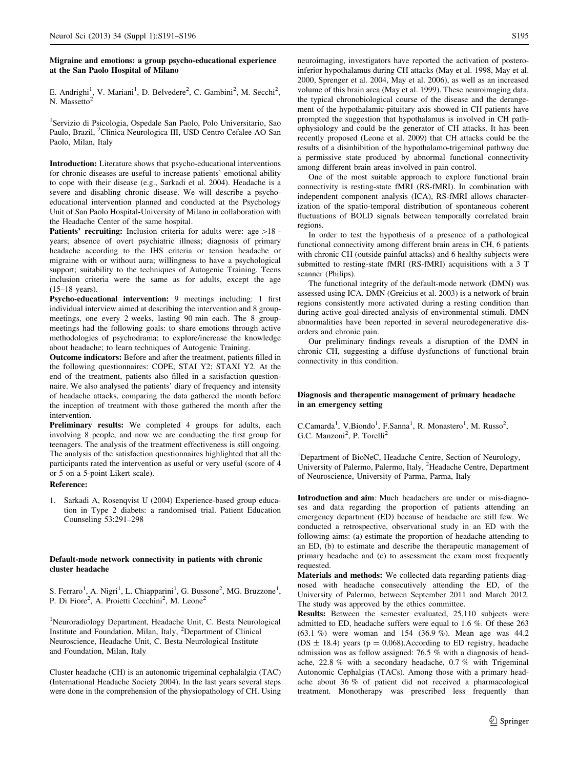### Migraine and emotions: a group psycho-educational experience at the San Paolo Hospital of Milano

E. Andrighi[1], V. Mariani[1], D. Belvedere[2], C. Gambini[2], M. Secchi[2], N. Massetto[2]

[1]Servizio di Psicologia, Ospedale San Paolo, Polo Universitario, Sao Paulo, Brazil, [2]Clinica Neurologica III, USD Centro Cefalee AO San Paolo, Milan, Italy

**Introduction:** Literature shows that psycho-educational interventions for chronic diseases are useful to increase patients' emotional ability to cope with their disease (e.g., Sarkadi et al. 2004). Headache is a severe and disabling chronic disease. We will describe a psycho-educational intervention planned and conducted at the Psychology Unit of San Paolo Hospital-University of Milano in collaboration with the Headache Center of the same hospital.

**Patients' recruiting:** Inclusion criteria for adults were: age >18 - years; absence of overt psychiatric illness; diagnosis of primary headache according to the IHS criteria or tension headache or migraine with or without aura; willingness to have a psychological support; suitability to the techniques of Autogenic Training. Teens inclusion criteria were the same as for adults, except the age (15–18 years).

**Psycho-educational intervention:** 9 meetings including: 1 first individual interview aimed at describing the intervention and 8 group-meetings, one every 2 weeks, lasting 90 min each. The 8 group-meetings had the following goals: to share emotions through active methodologies of psychodrama; to explore/increase the knowledge about headache; to learn techniques of Autogenic Training.

**Outcome indicators:** Before and after the treatment, patients filled in the following questionnaires: COPE; STAI Y2; STAXI Y2. At the end of the treatment, patients also filled in a satisfaction questionnaire. We also analysed the patients' diary of frequency and intensity of headache attacks, comparing the data gathered the month before the inception of treatment with those gathered the month after the intervention.

**Preliminary results:** We completed 4 groups for adults, each involving 8 people, and now we are conducting the first group for teenagers. The analysis of the treatment effectiveness is still ongoing. The analysis of the satisfaction questionnaires highlighted that all the participants rated the intervention as useful or very useful (score of 4 or 5 on a 5-point Likert scale).

**Reference:**

1. Sarkadi A, Rosenqvist U (2004) Experience-based group education in Type 2 diabets: a randomised trial. Patient Education Counseling 53:291–298

### Default-mode network connectivity in patients with chronic cluster headache

S. Ferraro[1], A. Nigri[1], L. Chiapparini[1], G. Bussone[2], MG. Bruzzone[1], P. Di Fiore[2], A. Proietti Cecchini[2], M. Leone[2]

[1]Neuroradiology Department, Headache Unit, C. Besta Neurological Institute and Foundation, Milan, Italy, [2]Department of Clinical Neuroscience, Headache Unit, C. Besta Neurological Institute and Foundation, Milan, Italy

Cluster headache (CH) is an autonomic trigeminal cephalalgia (TAC) (International Headache Society 2004). In the last years several steps were done in the comprehension of the physiopathology of CH. Using neuroimaging, investigators have reported the activation of postero-inferior hypothalamus during CH attacks (May et al. 1998, May et al. 2000, Sprenger et al. 2004, May et al. 2006), as well as an increased volume of this brain area (May et al. 1999). These neuroimaging data, the typical chronobiological course of the disease and the derangement of the hypothalamic-pituitary axis showed in CH patients have prompted the suggestion that hypothalamus is involved in CH pathophysiology and could be the generator of CH attacks. It has been recently proposed (Leone et al. 2009) that CH attacks could be the results of a disinhibition of the hypothalamo-trigeminal pathway due a permissive state produced by abnormal functional connectivity among different brain areas involved in pain control.

One of the most suitable approach to explore functional brain connectivity is resting-state fMRI (RS-fMRI). In combination with independent component analysis (ICA), RS-fMRI allows characterization of the spatio-temporal distribution of spontaneous coherent fluctuations of BOLD signals between temporally correlated brain regions.

In order to test the hypothesis of a presence of a pathological functional connectivity among different brain areas in CH, 6 patients with chronic CH (outside painful attacks) and 6 healthy subjects were submitted to resting-state fMRI (RS-fMRI) acquisitions with a 3 T scanner (Philips).

The functional integrity of the default-mode network (DMN) was assessed using ICA. DMN (Greicius et al. 2003) is a network of brain regions consistently more activated during a resting condition than during active goal-directed analysis of environmental stimuli. DMN abnormalities have been reported in several neurodegenerative disorders and chronic pain.

Our preliminary findings reveals a disruption of the DMN in chronic CH, suggesting a diffuse dysfunctions of functional brain connectivity in this condition.

### Diagnosis and therapeutic management of primary headache in an emergency setting

C.Camarda[1], V.Biondo[1], F.Sanna[1], R. Monastero[1], M. Russo[2], G.C. Manzoni[2], P. Torelli[2]

[1]Department of BioNeC, Headache Centre, Section of Neurology, University of Palermo, Palermo, Italy, [2]Headache Centre, Department of Neuroscience, University of Parma, Parma, Italy

**Introduction and aim**: Much headachers are under or mis-diagnoses and data regarding the proportion of patients attending an emergency department (ED) because of headache are still few. We conducted a retrospective, observational study in an ED with the following aims: (a) estimate the proportion of headache attending to an ED, (b) to estimate and describe the therapeutic management of primary headache and (c) to assessment the exam most frequently requested.

**Materials and methods:** We collected data regarding patients diagnosed with headache consecutively attending the ED, of the University of Palermo, between September 2011 and March 2012. The study was approved by the ethics committee.

**Results:** Between the semester evaluated, 25,110 subjects were admitted to ED, headache suffers were equal to 1.6 %. Of these 263 (63.1 %) were woman and 154 (36.9 %). Mean age was 44.2 (DS ± 18.4) years ($p = 0.068$).According to ED registry, headache admission was as follow assigned: 76.5 % with a diagnosis of headache, 22.8 % with a secondary headache, 0.7 % with Trigeminal Autonomic Cephalgias (TACs). Among those with a primary headache about 36 % of patient did not received a pharmacological treatment. Monotherapy was prescribed less frequently than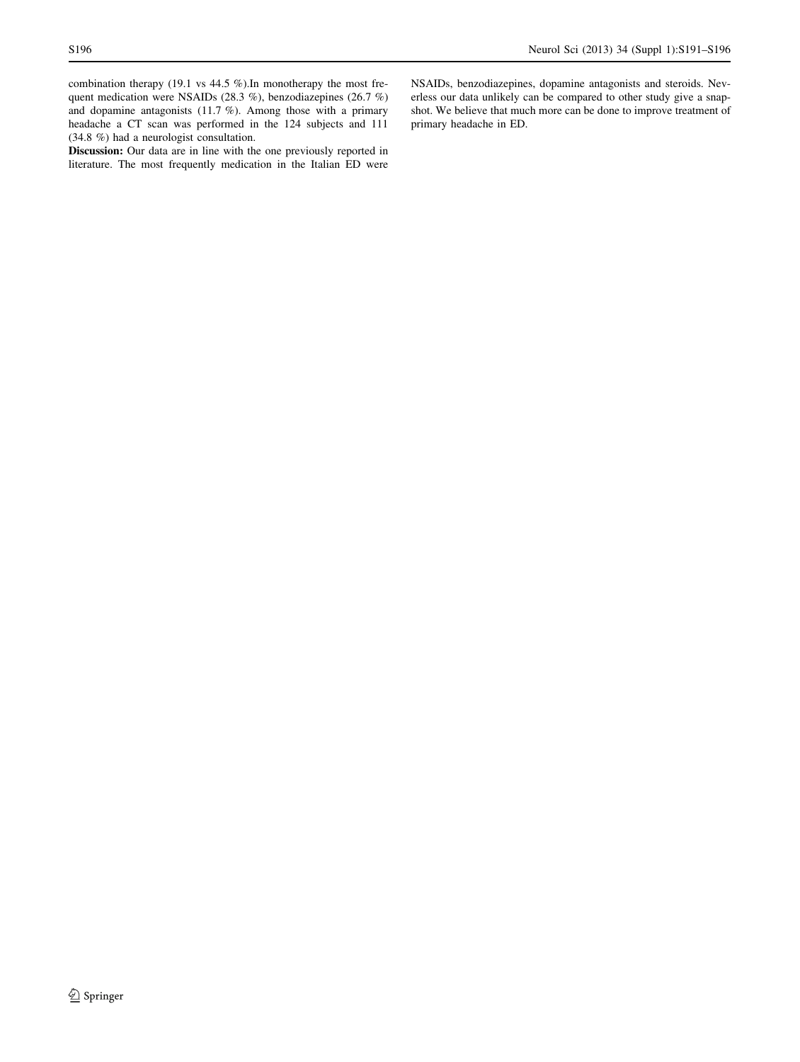combination therapy (19.1 vs 44.5 %).In monotherapy the most frequent medication were NSAIDs (28.3 %), benzodiazepines (26.7 %) and dopamine antagonists (11.7 %). Among those with a primary headache a CT scan was performed in the 124 subjects and 111 (34.8 %) had a neurologist consultation.

**Discussion:** Our data are in line with the one previously reported in literature. The most frequently medication in the Italian ED were NSAIDs, benzodiazepines, dopamine antagonists and steroids. Neverless our data unlikely can be compared to other study give a snapshot. We believe that much more can be done to improve treatment of primary headache in ED.